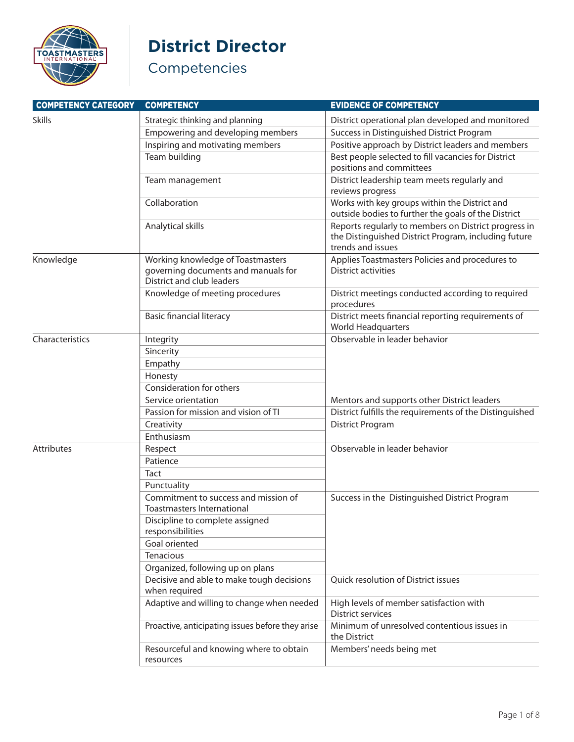# District Director

## Competencies

| COMPETENCY CATEGORY | COMPETENCY | EVIDENCE OF COMPETENCY |
|---|---|---|
| Skills | Strategic thinking and planning | District operational plan developed and monitored |
| | Empowering and developing members | Success in Distinguished District Program |
| | Inspiring and motivating members | Positive approach by District leaders and members |
| | Team building | Best people selected to fill vacancies for District positions and committees |
| | Team management | District leadership team meets regularly and reviews progress |
| | Collaboration | Works with key groups within the District and outside bodies to further the goals of the District |
| | Analytical skills | Reports regularly to members on District progress in the Distinguished District Program, including future trends and issues |
| Knowledge | Working knowledge of Toastmasters governing documents and manuals for District and club leaders | Applies Toastmasters Policies and procedures to District activities |
| | Knowledge of meeting procedures | District meetings conducted according to required procedures |
| | Basic financial literacy | District meets financial reporting requirements of World Headquarters |
| Characteristics | Integrity | Observable in leader behavior |
| | Sincerity | |
| | Empathy | |
| | Honesty | |
| | Consideration for others | |
| | Service orientation | Mentors and supports other District leaders |
| | Passion for mission and vision of TI | District fulfills the requirements of the Distinguished District Program |
| | Creativity | |
| | Enthusiasm | |
| Attributes | Respect | Observable in leader behavior |
| | Patience | |
| | Tact | |
| | Punctuality | |
| | Commitment to success and mission of Toastmasters International | Success in the Distinguished District Program |
| | Discipline to complete assigned responsibilities | |
| | Goal oriented | |
| | Tenacious | |
| | Organized, following up on plans | |
| | Decisive and able to make tough decisions when required | Quick resolution of District issues |
| | Adaptive and willing to change when needed | High levels of member satisfaction with District services |
| | Proactive, anticipating issues before they arise | Minimum of unresolved contentious issues in the District |
| | Resourceful and knowing where to obtain resources | Members' needs being met |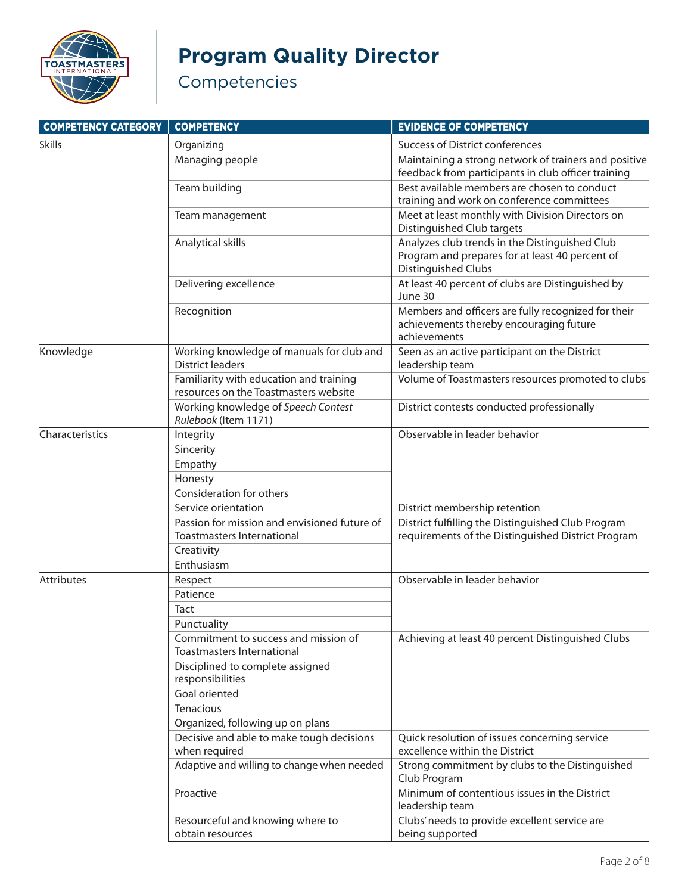# Program Quality Director

## Competencies

| COMPETENCY CATEGORY | COMPETENCY | EVIDENCE OF COMPETENCY |
|---|---|---|
| Skills | Organizing | Success of District conferences |
| | Managing people | Maintaining a strong network of trainers and positive feedback from participants in club officer training |
| | Team building | Best available members are chosen to conduct training and work on conference committees |
| | Team management | Meet at least monthly with Division Directors on Distinguished Club targets |
| | Analytical skills | Analyzes club trends in the Distinguished Club Program and prepares for at least 40 percent of Distinguished Clubs |
| | Delivering excellence | At least 40 percent of clubs are Distinguished by June 30 |
| | Recognition | Members and officers are fully recognized for their achievements thereby encouraging future achievements |
| Knowledge | Working knowledge of manuals for club and District leaders | Seen as an active participant on the District leadership team |
| | Familiarity with education and training resources on the Toastmasters website | Volume of Toastmasters resources promoted to clubs |
| | Working knowledge of *Speech Contest Rulebook* (Item 1171) | District contests conducted professionally |
| Characteristics | Integrity | Observable in leader behavior |
| | Sincerity | |
| | Empathy | |
| | Honesty | |
| | Consideration for others | |
| | Service orientation | District membership retention |
| | Passion for mission and envisioned future of Toastmasters International | District fulfilling the Distinguished Club Program requirements of the Distinguished District Program |
| | Creativity | |
| | Enthusiasm | |
| Attributes | Respect | Observable in leader behavior |
| | Patience | |
| | Tact | |
| | Punctuality | |
| | Commitment to success and mission of Toastmasters International | Achieving at least 40 percent Distinguished Clubs |
| | Disciplined to complete assigned responsibilities | |
| | Goal oriented | |
| | Tenacious | |
| | Organized, following up on plans | |
| | Decisive and able to make tough decisions when required | Quick resolution of issues concerning service excellence within the District |
| | Adaptive and willing to change when needed | Strong commitment by clubs to the Distinguished Club Program |
| | Proactive | Minimum of contentious issues in the District leadership team |
| | Resourceful and knowing where to obtain resources | Clubs' needs to provide excellent service are being supported |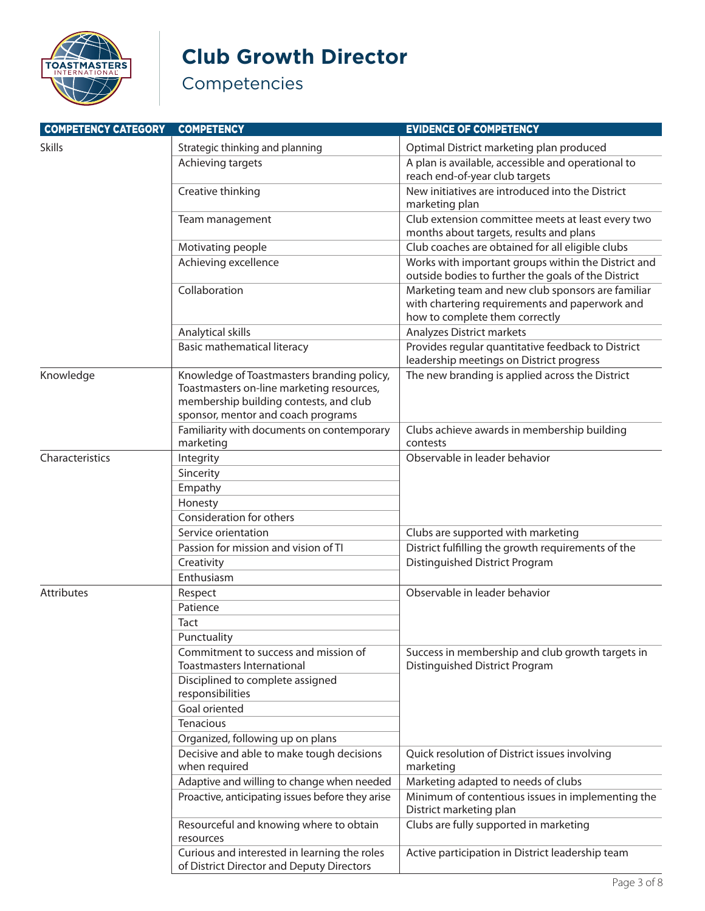# Club Growth Director

## Competencies

| COMPETENCY CATEGORY | COMPETENCY | EVIDENCE OF COMPETENCY |
|---|---|---|
| Skills | Strategic thinking and planning | Optimal District marketing plan produced |
| | Achieving targets | A plan is available, accessible and operational to reach end-of-year club targets |
| | Creative thinking | New initiatives are introduced into the District marketing plan |
| | Team management | Club extension committee meets at least every two months about targets, results and plans |
| | Motivating people | Club coaches are obtained for all eligible clubs |
| | Achieving excellence | Works with important groups within the District and outside bodies to further the goals of the District |
| | Collaboration | Marketing team and new club sponsors are familiar with chartering requirements and paperwork and how to complete them correctly |
| | Analytical skills | Analyzes District markets |
| | Basic mathematical literacy | Provides regular quantitative feedback to District leadership meetings on District progress |
| Knowledge | Knowledge of Toastmasters branding policy, Toastmasters on-line marketing resources, membership building contests, and club sponsor, mentor and coach programs | The new branding is applied across the District |
| | Familiarity with documents on contemporary marketing | Clubs achieve awards in membership building contests |
| Characteristics | Integrity | Observable in leader behavior |
| | Sincerity | |
| | Empathy | |
| | Honesty | |
| | Consideration for others | |
| | Service orientation | Clubs are supported with marketing |
| | Passion for mission and vision of TI | District fulfilling the growth requirements of the Distinguished District Program |
| | Creativity | |
| | Enthusiasm | |
| Attributes | Respect | Observable in leader behavior |
| | Patience | |
| | Tact | |
| | Punctuality | |
| | Commitment to success and mission of Toastmasters International | Success in membership and club growth targets in Distinguished District Program |
| | Disciplined to complete assigned responsibilities | |
| | Goal oriented | |
| | Tenacious | |
| | Organized, following up on plans | |
| | Decisive and able to make tough decisions when required | Quick resolution of District issues involving marketing |
| | Adaptive and willing to change when needed | Marketing adapted to needs of clubs |
| | Proactive, anticipating issues before they arise | Minimum of contentious issues in implementing the District marketing plan |
| | Resourceful and knowing where to obtain resources | Clubs are fully supported in marketing |
| | Curious and interested in learning the roles of District Director and Deputy Directors | Active participation in District leadership team |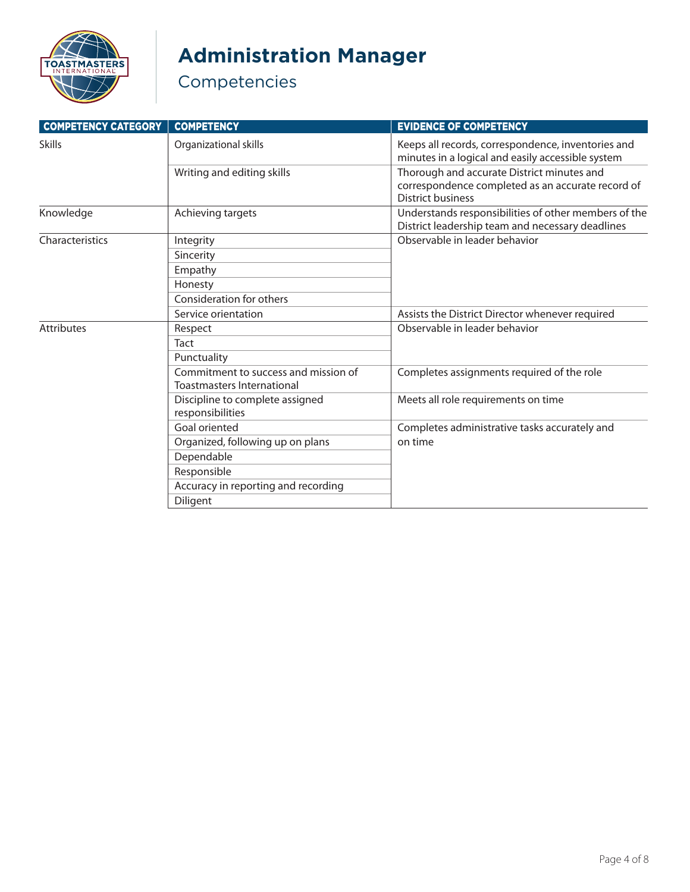# Administration Manager

## Competencies

| COMPETENCY CATEGORY | COMPETENCY | EVIDENCE OF COMPETENCY |
|---|---|---|
| Skills | Organizational skills | Keeps all records, correspondence, inventories and minutes in a logical and easily accessible system |
| | Writing and editing skills | Thorough and accurate District minutes and correspondence completed as an accurate record of District business |
| Knowledge | Achieving targets | Understands responsibilities of other members of the District leadership team and necessary deadlines |
| Characteristics | Integrity | Observable in leader behavior |
| | Sincerity | |
| | Empathy | |
| | Honesty | |
| | Consideration for others | |
| | Service orientation | Assists the District Director whenever required |
| Attributes | Respect | Observable in leader behavior |
| | Tact | |
| | Punctuality | |
| | Commitment to success and mission of Toastmasters International | Completes assignments required of the role |
| | Discipline to complete assigned responsibilities | Meets all role requirements on time |
| | Goal oriented | Completes administrative tasks accurately and on time |
| | Organized, following up on plans | |
| | Dependable | |
| | Responsible | |
| | Accuracy in reporting and recording | |
| | Diligent | |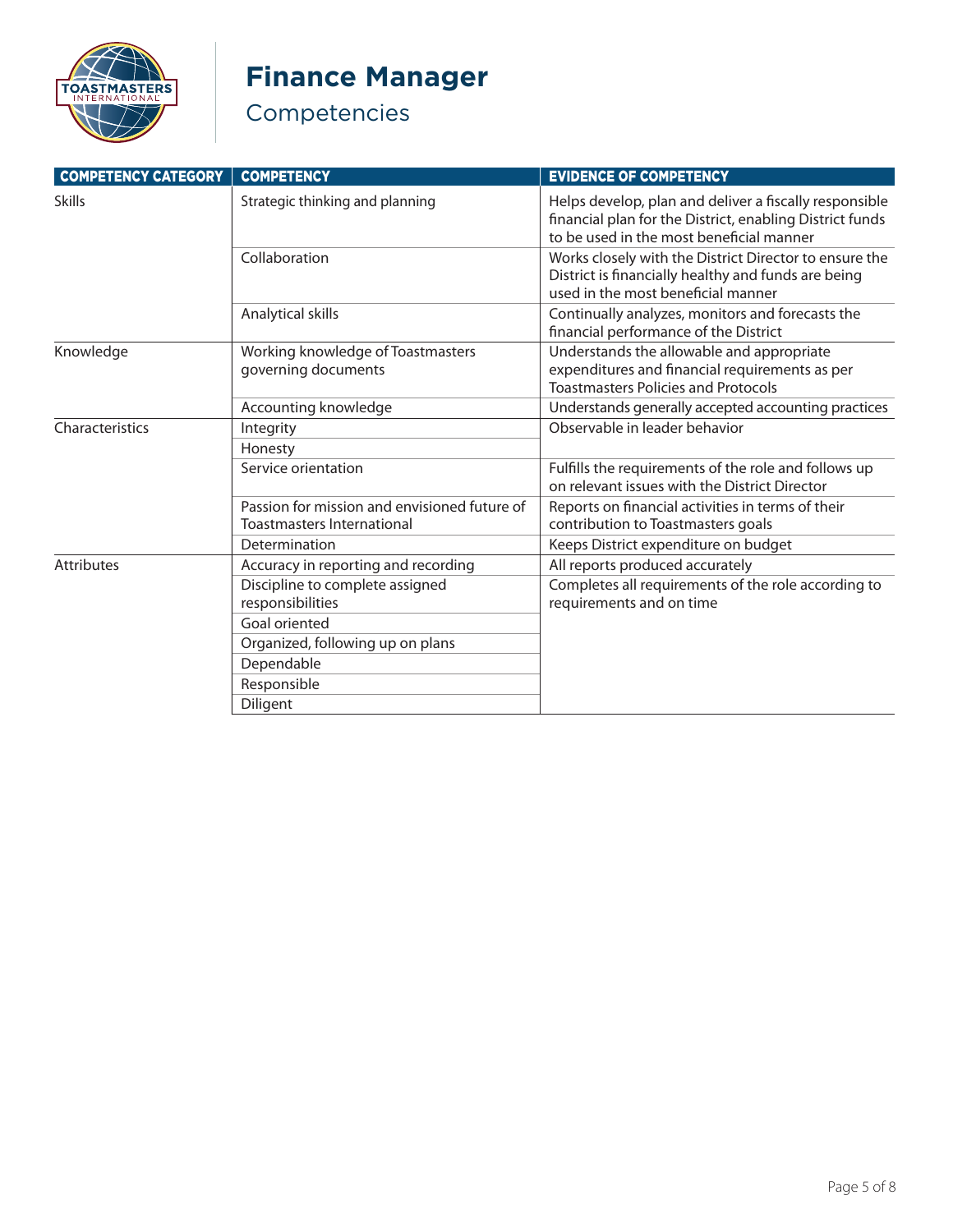# Finance Manager

## Competencies

| COMPETENCY CATEGORY | COMPETENCY | EVIDENCE OF COMPETENCY |
|---|---|---|
| Skills | Strategic thinking and planning | Helps develop, plan and deliver a fiscally responsible financial plan for the District, enabling District funds to be used in the most beneficial manner |
| | Collaboration | Works closely with the District Director to ensure the District is financially healthy and funds are being used in the most beneficial manner |
| | Analytical skills | Continually analyzes, monitors and forecasts the financial performance of the District |
| Knowledge | Working knowledge of Toastmasters governing documents | Understands the allowable and appropriate expenditures and financial requirements as per Toastmasters Policies and Protocols |
| | Accounting knowledge | Understands generally accepted accounting practices |
| Characteristics | Integrity | Observable in leader behavior |
| | Honesty | |
| | Service orientation | Fulfills the requirements of the role and follows up on relevant issues with the District Director |
| | Passion for mission and envisioned future of Toastmasters International | Reports on financial activities in terms of their contribution to Toastmasters goals |
| | Determination | Keeps District expenditure on budget |
| Attributes | Accuracy in reporting and recording | All reports produced accurately |
| | Discipline to complete assigned responsibilities | Completes all requirements of the role according to requirements and on time |
| | Goal oriented | |
| | Organized, following up on plans | |
| | Dependable | |
| | Responsible | |
| | Diligent | |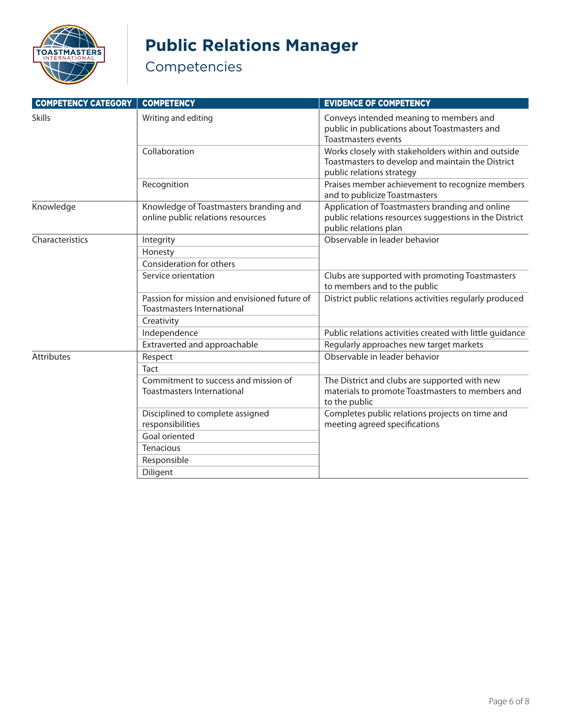# Public Relations Manager

## Competencies

| COMPETENCY CATEGORY | COMPETENCY | EVIDENCE OF COMPETENCY |
|---|---|---|
| Skills | Writing and editing | Conveys intended meaning to members and public in publications about Toastmasters and Toastmasters events |
| | Collaboration | Works closely with stakeholders within and outside Toastmasters to develop and maintain the District public relations strategy |
| | Recognition | Praises member achievement to recognize members and to publicize Toastmasters |
| Knowledge | Knowledge of Toastmasters branding and online public relations resources | Application of Toastmasters branding and online public relations resources suggestions in the District public relations plan |
| Characteristics | Integrity | Observable in leader behavior |
| | Honesty | |
| | Consideration for others | |
| | Service orientation | Clubs are supported with promoting Toastmasters to members and to the public |
| | Passion for mission and envisioned future of Toastmasters International | District public relations activities regularly produced |
| | Creativity | |
| | Independence | Public relations activities created with little guidance |
| | Extraverted and approachable | Regularly approaches new target markets |
| Attributes | Respect | Observable in leader behavior |
| | Tact | |
| | Commitment to success and mission of Toastmasters International | The District and clubs are supported with new materials to promote Toastmasters to members and to the public |
| | Disciplined to complete assigned responsibilities | Completes public relations projects on time and meeting agreed specifications |
| | Goal oriented | |
| | Tenacious | |
| | Responsible | |
| | Diligent | |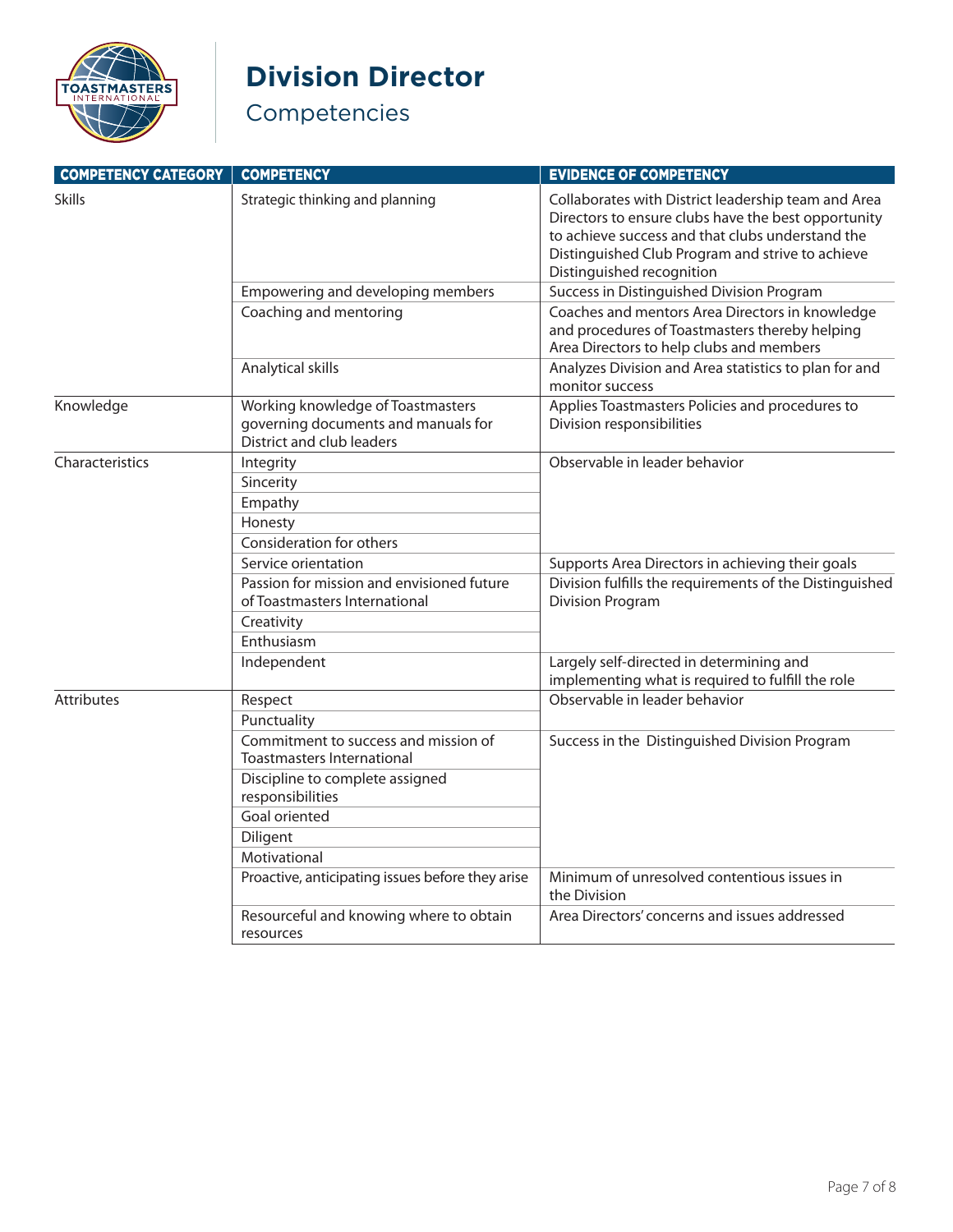# Division Director

## Competencies

| COMPETENCY CATEGORY | COMPETENCY | EVIDENCE OF COMPETENCY |
|---|---|---|
| Skills | Strategic thinking and planning | Collaborates with District leadership team and Area Directors to ensure clubs have the best opportunity to achieve success and that clubs understand the Distinguished Club Program and strive to achieve Distinguished recognition |
| | Empowering and developing members | Success in Distinguished Division Program |
| | Coaching and mentoring | Coaches and mentors Area Directors in knowledge and procedures of Toastmasters thereby helping Area Directors to help clubs and members |
| | Analytical skills | Analyzes Division and Area statistics to plan for and monitor success |
| Knowledge | Working knowledge of Toastmasters governing documents and manuals for District and club leaders | Applies Toastmasters Policies and procedures to Division responsibilities |
| Characteristics | Integrity | Observable in leader behavior |
| | Sincerity | |
| | Empathy | |
| | Honesty | |
| | Consideration for others | |
| | Service orientation | Supports Area Directors in achieving their goals |
| | Passion for mission and envisioned future of Toastmasters International | Division fulfills the requirements of the Distinguished Division Program |
| | Creativity | |
| | Enthusiasm | |
| | Independent | Largely self-directed in determining and implementing what is required to fulfill the role |
| Attributes | Respect | Observable in leader behavior |
| | Punctuality | |
| | Commitment to success and mission of Toastmasters International | Success in the Distinguished Division Program |
| | Discipline to complete assigned responsibilities | |
| | Goal oriented | |
| | Diligent | |
| | Motivational | |
| | Proactive, anticipating issues before they arise | Minimum of unresolved contentious issues in the Division |
| | Resourceful and knowing where to obtain resources | Area Directors' concerns and issues addressed |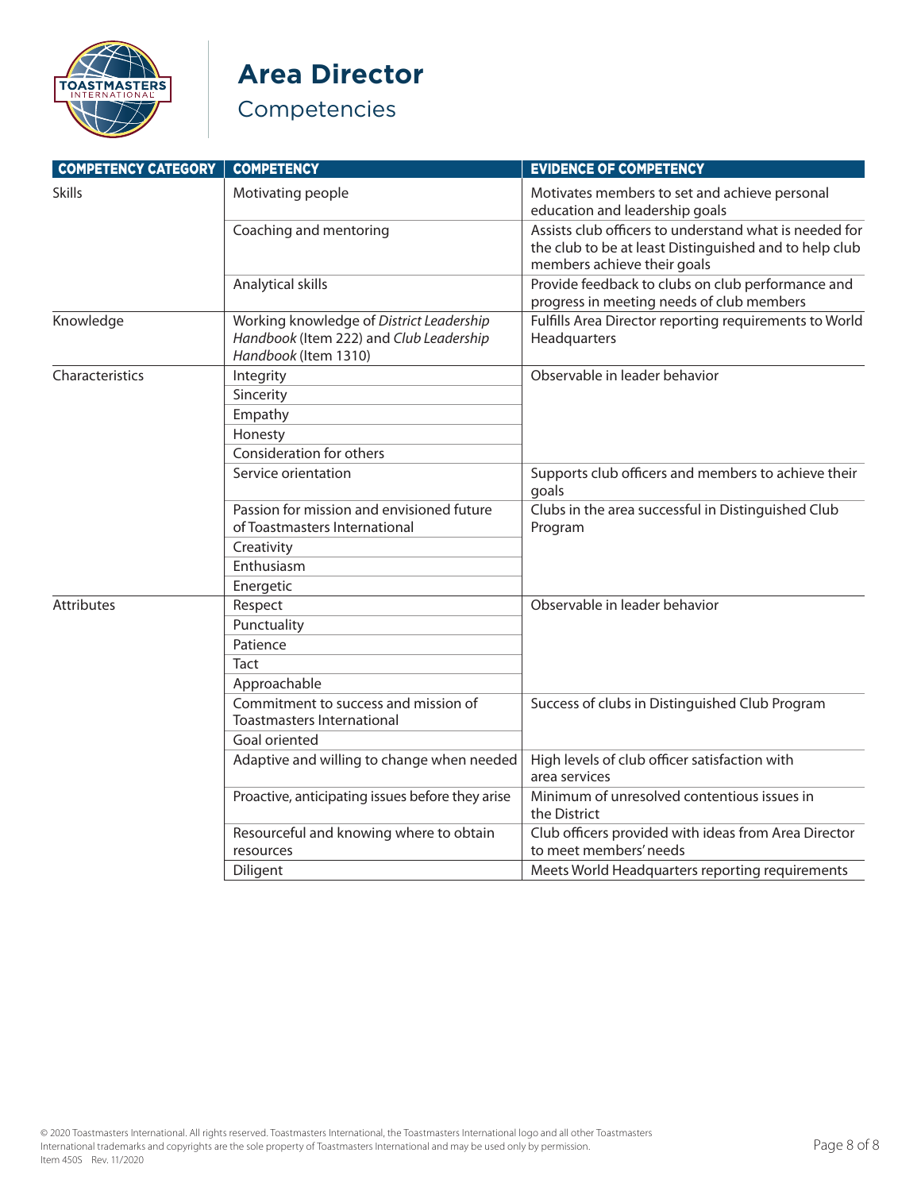# Area Director

## Competencies

| COMPETENCY CATEGORY | COMPETENCY | EVIDENCE OF COMPETENCY |
| --- | --- | --- |
| Skills | Motivating people | Motivates members to set and achieve personal education and leadership goals |
| | Coaching and mentoring | Assists club officers to understand what is needed for the club to be at least Distinguished and to help club members achieve their goals |
| | Analytical skills | Provide feedback to clubs on club performance and progress in meeting needs of club members |
| Knowledge | Working knowledge of *District Leadership Handbook* (Item 222) and *Club Leadership Handbook* (Item 1310) | Fulfills Area Director reporting requirements to World Headquarters |
| Characteristics | Integrity | Observable in leader behavior |
| | Sincerity | |
| | Empathy | |
| | Honesty | |
| | Consideration for others | |
| | Service orientation | Supports club officers and members to achieve their goals |
| | Passion for mission and envisioned future of Toastmasters International | Clubs in the area successful in Distinguished Club Program |
| | Creativity | |
| | Enthusiasm | |
| | Energetic | |
| Attributes | Respect | Observable in leader behavior |
| | Punctuality | |
| | Patience | |
| | Tact | |
| | Approachable | |
| | Commitment to success and mission of Toastmasters International | Success of clubs in Distinguished Club Program |
| | Goal oriented | |
| | Adaptive and willing to change when needed | High levels of club officer satisfaction with area services |
| | Proactive, anticipating issues before they arise | Minimum of unresolved contentious issues in the District |
| | Resourceful and knowing where to obtain resources | Club officers provided with ideas from Area Director to meet members' needs |
| | Diligent | Meets World Headquarters reporting requirements |

© 2020 Toastmasters International. All rights reserved. Toastmasters International, the Toastmasters International logo and all other Toastmasters International trademarks and copyrights are the sole property of Toastmasters International and may be used only by permission.
Item 450S Rev. 11/2020